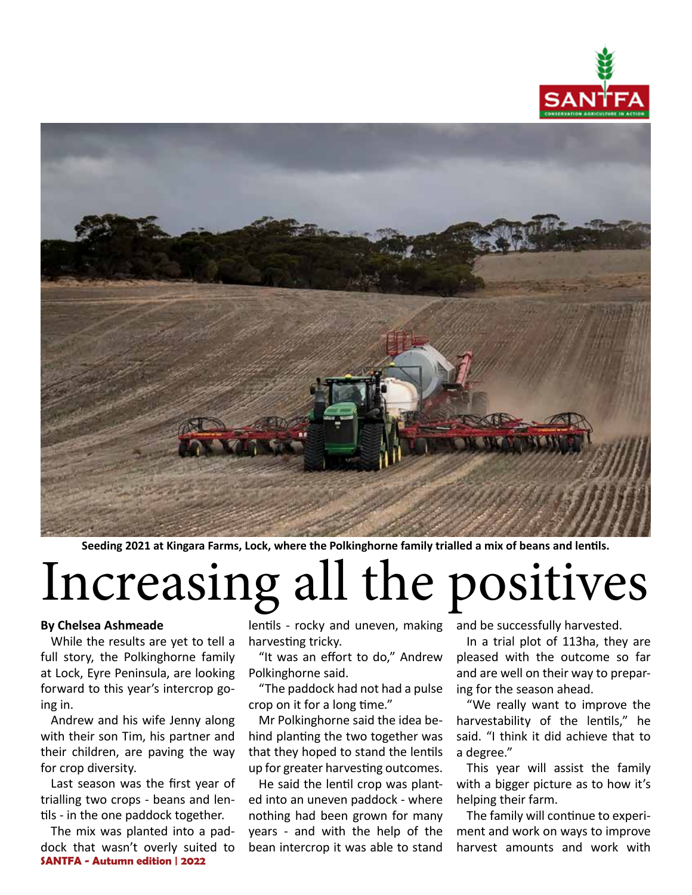Seeding 2021 at Kingara Farms, Lock, where the Polkinghorne family trialled a mix of beans and lentils.

# Increasing all the positives

**By Chelsea Ashmeade**

While the results are yet to tell a full story, the Polkinghorne family at Lock, Eyre Peninsula, are looking forward to this year's intercrop going in.

Andrew and his wife Jenny along with their son Tim, his partner and their children, are paving the way for crop diversity.

Last season was the first year of trialling two crops - beans and lentils - in the one paddock together.

The mix was planted into a paddock that wasn't overly suited to lentils - rocky and uneven, making harvesting tricky.

"It was an effort to do," Andrew Polkinghorne said.

"The paddock had not had a pulse crop on it for a long time."

Mr Polkinghorne said the idea behind planting the two together was that they hoped to stand the lentils up for greater harvesting outcomes.

He said the lentil crop was planted into an uneven paddock - where nothing had been grown for many years - and with the help of the bean intercrop it was able to stand and be successfully harvested.

In a trial plot of 113ha, they are pleased with the outcome so far and are well on their way to preparing for the season ahead.

"We really want to improve the harvestability of the lentils," he said. "I think it did achieve that to a degree."

This year will assist the family with a bigger picture as to how it's helping their farm.

The family will continue to experiment and work on ways to improve harvest amounts and work with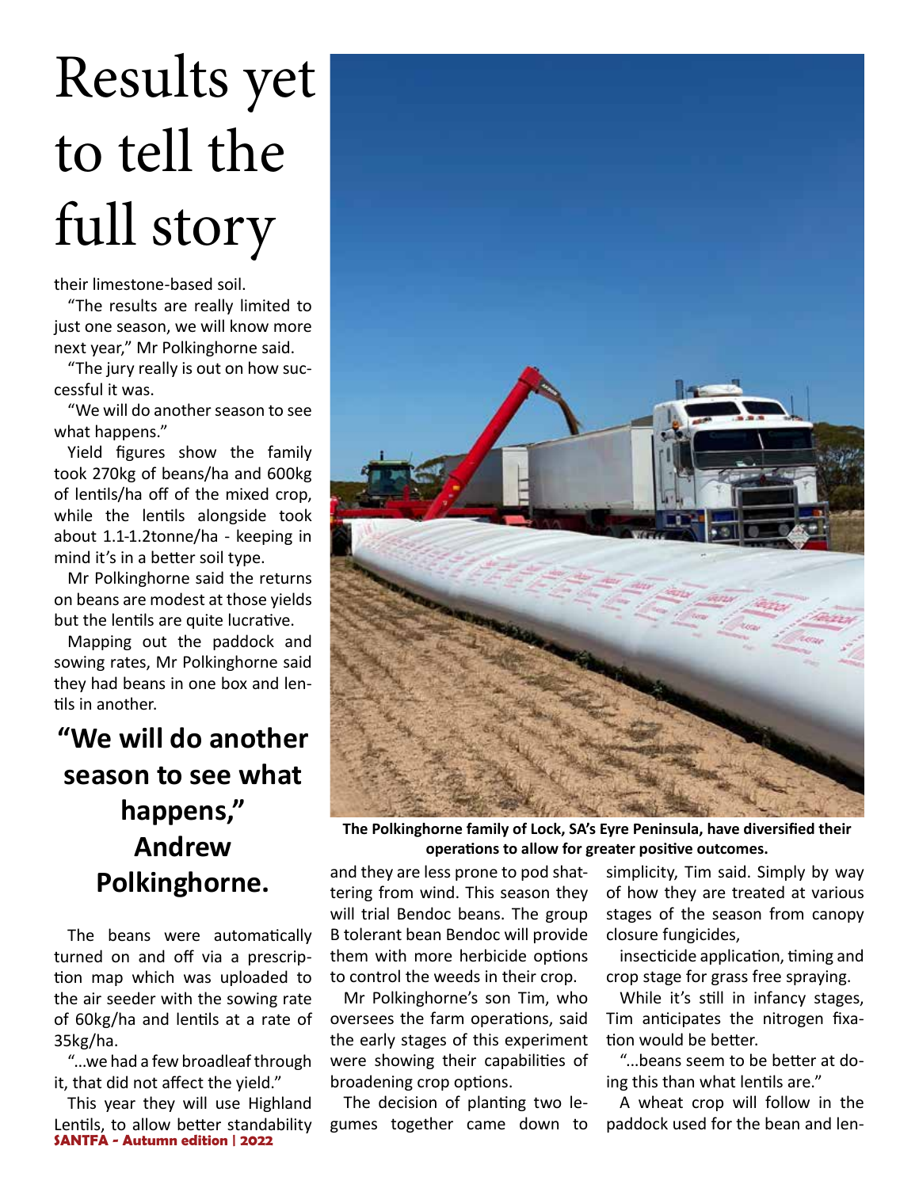# Results yet to tell the full story

their limestone-based soil.

"The results are really limited to just one season, we will know more next year," Mr Polkinghorne said.

"The jury really is out on how successful it was.

"We will do another season to see what happens."

Yield figures show the family took 270kg of beans/ha and 600kg of lentils/ha off of the mixed crop, while the lentils alongside took about 1.1-1.2tonne/ha - keeping in mind it's in a better soil type.

Mr Polkinghorne said the returns on beans are modest at those yields but the lentils are quite lucrative.

Mapping out the paddock and sowing rates, Mr Polkinghorne said they had beans in one box and lentils in another.

**"We will do another season to see what happens," Andrew Polkinghorne.**

The beans were automatically turned on and off via a prescription map which was uploaded to the air seeder with the sowing rate of 60kg/ha and lentils at a rate of 35kg/ha.

"...we had a few broadleaf through it, that did not affect the yield."

This year they will use Highland Lentils, to allow better standability and they are less prone to pod shattering from wind. This season they will trial Bendoc beans. The group B tolerant bean Bendoc will provide them with more herbicide options to control the weeds in their crop.

Mr Polkinghorne's son Tim, who oversees the farm operations, said the early stages of this experiment were showing their capabilities of broadening crop options.

The decision of planting two legumes together came down to simplicity, Tim said. Simply by way of how they are treated at various stages of the season from canopy closure fungicides,

insecticide application, timing and crop stage for grass free spraying.

While it's still in infancy stages, Tim anticipates the nitrogen fixation would be better.

"...beans seem to be better at doing this than what lentils are."

A wheat crop will follow in the paddock used for the bean and len-

**The Polkinghorne family of Lock, SA's Eyre Peninsula, have diversified their operations to allow for greater positive outcomes.**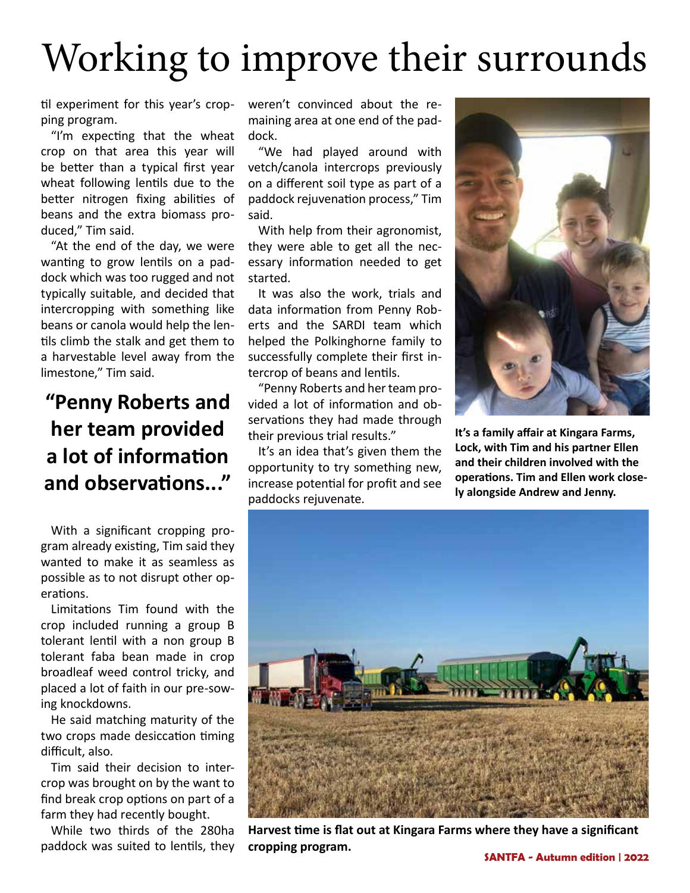# Working to improve their surrounds

til experiment for this year's cropping program.

"I'm expecting that the wheat crop on that area this year will be better than a typical first year wheat following lentils due to the better nitrogen fixing abilities of beans and the extra biomass produced," Tim said.

"At the end of the day, we were wanting to grow lentils on a paddock which was too rugged and not typically suitable, and decided that intercropping with something like beans or canola would help the lentils climb the stalk and get them to a harvestable level away from the limestone," Tim said.

## "Penny Roberts and her team provided a lot of information and observations..."

With a significant cropping program already existing, Tim said they wanted to make it as seamless as possible as to not disrupt other operations.

Limitations Tim found with the crop included running a group B tolerant lentil with a non group B tolerant faba bean made in crop broadleaf weed control tricky, and placed a lot of faith in our pre-sowing knockdowns.

He said matching maturity of the two crops made desiccation timing difficult, also.

Tim said their decision to intercrop was brought on by the want to find break crop options on part of a farm they had recently bought.

While two thirds of the 280ha paddock was suited to lentils, they weren't convinced about the remaining area at one end of the paddock.

"We had played around with vetch/canola intercrops previously on a different soil type as part of a paddock rejuvenation process," Tim said.

With help from their agronomist, they were able to get all the necessary information needed to get started.

It was also the work, trials and data information from Penny Roberts and the SARDI team which helped the Polkinghorne family to successfully complete their first intercrop of beans and lentils.

"Penny Roberts and her team provided a lot of information and observations they had made through their previous trial results."

It's an idea that's given them the opportunity to try something new, increase potential for profit and see paddocks rejuvenate.

**It's a family affair at Kingara Farms, Lock, with Tim and his partner Ellen and their children involved with the operations. Tim and Ellen work closely alongside Andrew and Jenny.**

**Harvest time is flat out at Kingara Farms where they have a significant cropping program.**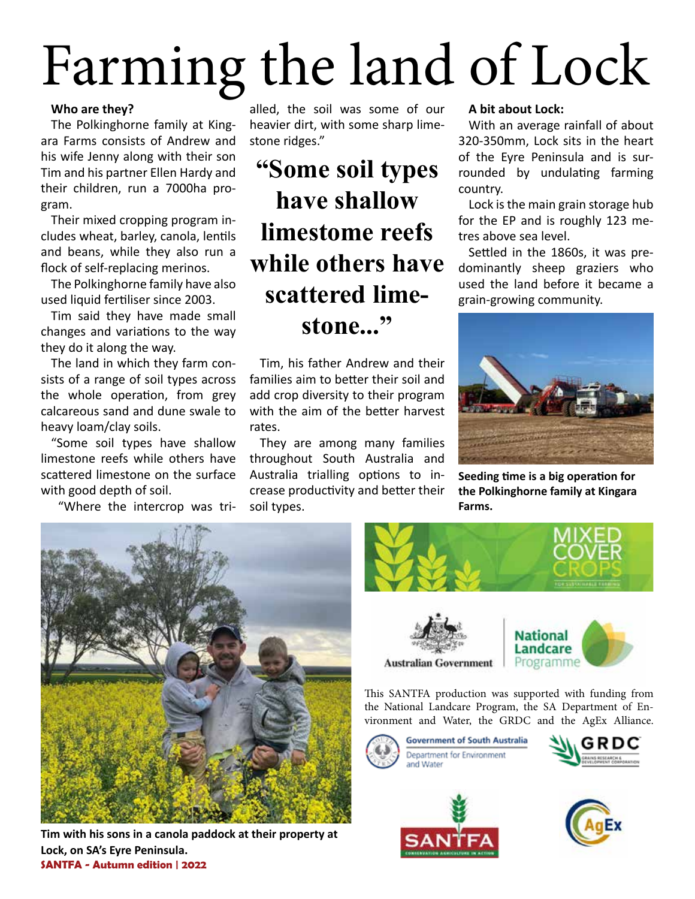# Farming the land of Lock

**Who are they?**

The Polkinghorne family at Kingara Farms consists of Andrew and his wife Jenny along with their son Tim and his partner Ellen Hardy and their children, run a 7000ha program.

Their mixed cropping program includes wheat, barley, canola, lentils and beans, while they also run a flock of self-replacing merinos.

The Polkinghorne family have also used liquid fertiliser since 2003.

Tim said they have made small changes and variations to the way they do it along the way.

The land in which they farm consists of a range of soil types across the whole operation, from grey calcareous sand and dune swale to heavy loam/clay soils.

"Some soil types have shallow limestone reefs while others have scattered limestone on the surface with good depth of soil.

"Where the intercrop was trialled, the soil was some of our heavier dirt, with some sharp limestone ridges."

> **"Some soil types have shallow limestone reefs while others have scattered limestone..."**

Tim, his father Andrew and their families aim to better their soil and add crop diversity to their program with the aim of the better harvest rates.

They are among many families throughout South Australia and Australia trialling options to increase productivity and better their soil types.

**A bit about Lock:**

With an average rainfall of about 320-350mm, Lock sits in the heart of the Eyre Peninsula and is surrounded by undulating farming country.

Lock is the main grain storage hub for the EP and is roughly 123 metres above sea level.

Settled in the 1860s, it was predominantly sheep graziers who used the land before it became a grain-growing community.

**Seeding time is a big operation for the Polkinghorne family at Kingara Farms.**

**Tim with his sons in a canola paddock at their property at Lock, on SA's Eyre Peninsula.**

MIXED COVER CROPS FOR SUSTAINABLE FARMING

Australian Government

National Landcare Programme

This SANTFA production was supported with funding from the National Landcare Program, the SA Department of Environment and Water, the GRDC and the AgEx Alliance.

Government of South Australia Department for Environment and Water

GRDC Grains Research & Development Corporation

SANTFA Conservation Agriculture in Action

AgEx